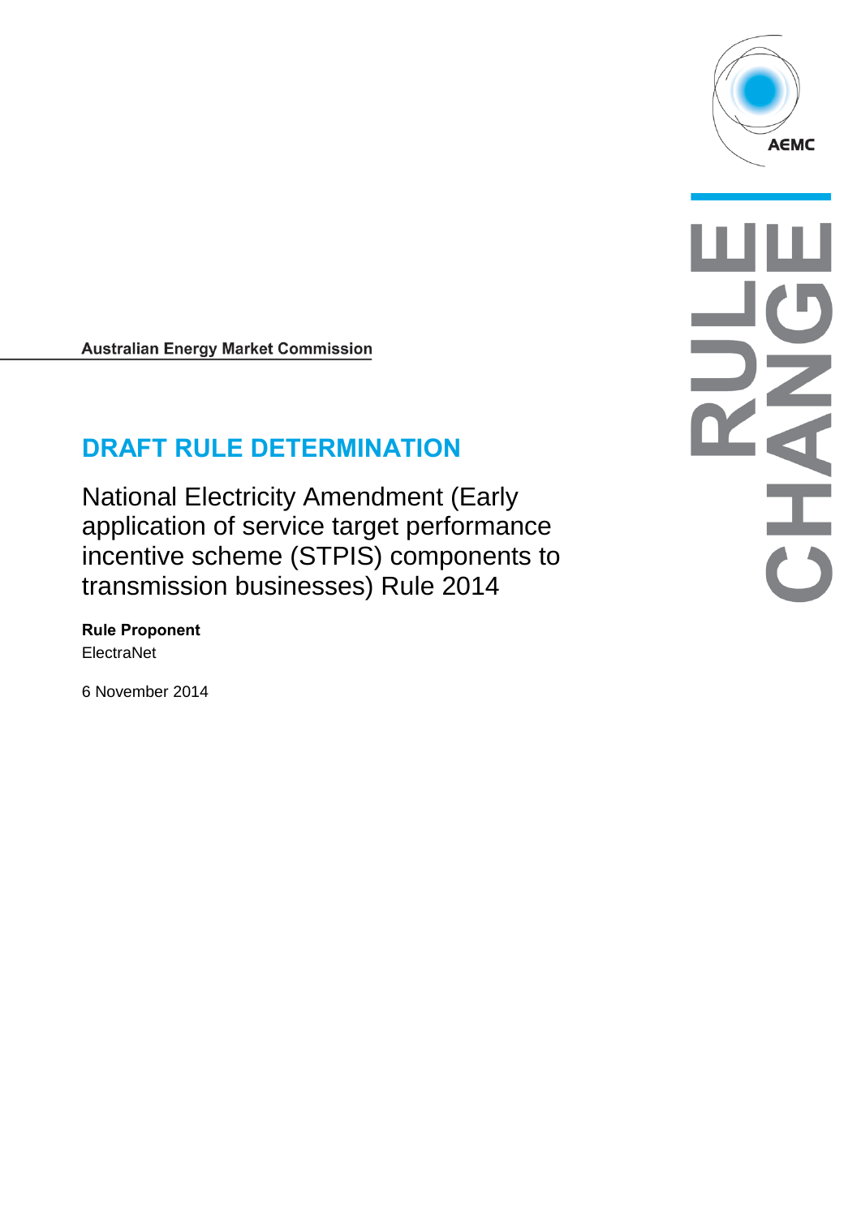Australian Energy Market Commission

# DRAFT RULE DETERMINATION

National Electricity Amendment (Early application of service target performance incentive scheme (STPIS) components to transmission businesses) Rule 2014

**Rule Proponent**

ElectraNet

6 November 2014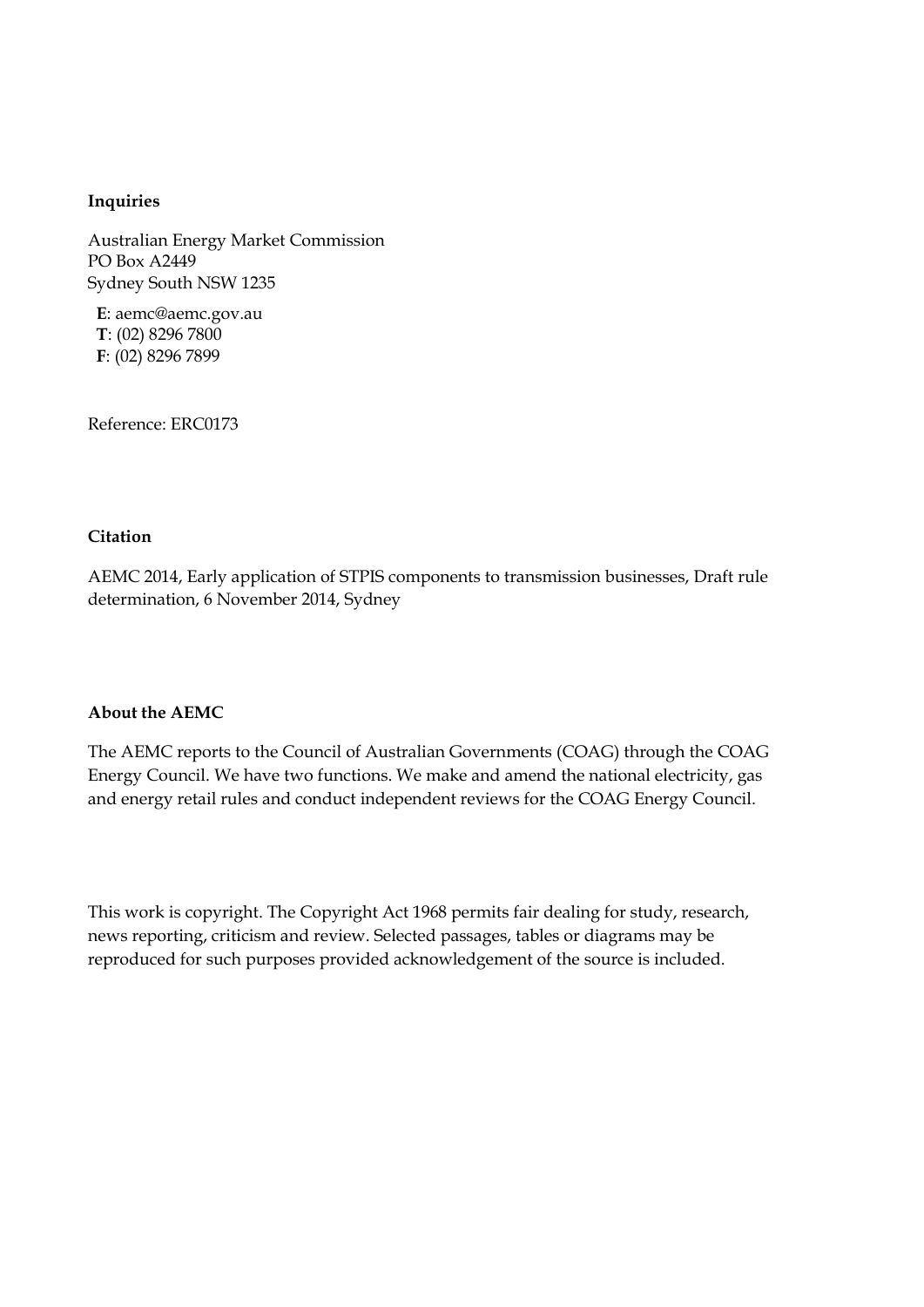**Inquiries**

Australian Energy Market Commission
PO Box A2449
Sydney South NSW 1235

**E**: aemc@aemc.gov.au
**T**: (02) 8296 7800
**F**: (02) 8296 7899

Reference: ERC0173

**Citation**

AEMC 2014, Early application of STPIS components to transmission businesses, Draft rule determination, 6 November 2014, Sydney

**About the AEMC**

The AEMC reports to the Council of Australian Governments (COAG) through the COAG Energy Council. We have two functions. We make and amend the national electricity, gas and energy retail rules and conduct independent reviews for the COAG Energy Council.

This work is copyright. The Copyright Act 1968 permits fair dealing for study, research, news reporting, criticism and review. Selected passages, tables or diagrams may be reproduced for such purposes provided acknowledgement of the source is included.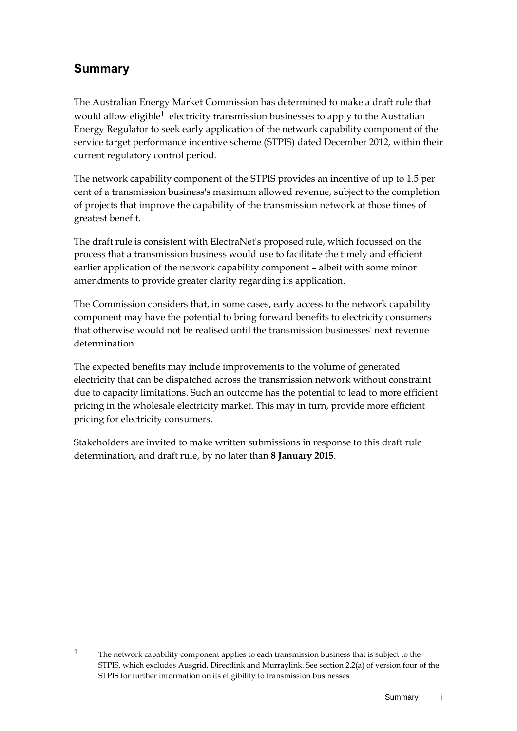## Summary

The Australian Energy Market Commission has determined to make a draft rule that would allow eligible[1] electricity transmission businesses to apply to the Australian Energy Regulator to seek early application of the network capability component of the service target performance incentive scheme (STPIS) dated December 2012, within their current regulatory control period.

The network capability component of the STPIS provides an incentive of up to 1.5 per cent of a transmission business's maximum allowed revenue, subject to the completion of projects that improve the capability of the transmission network at those times of greatest benefit.

The draft rule is consistent with ElectraNet's proposed rule, which focussed on the process that a transmission business would use to facilitate the timely and efficient earlier application of the network capability component – albeit with some minor amendments to provide greater clarity regarding its application.

The Commission considers that, in some cases, early access to the network capability component may have the potential to bring forward benefits to electricity consumers that otherwise would not be realised until the transmission businesses' next revenue determination.

The expected benefits may include improvements to the volume of generated electricity that can be dispatched across the transmission network without constraint due to capacity limitations. Such an outcome has the potential to lead to more efficient pricing in the wholesale electricity market. This may in turn, provide more efficient pricing for electricity consumers.

Stakeholders are invited to make written submissions in response to this draft rule determination, and draft rule, by no later than **8 January 2015**.

---

[1] The network capability component applies to each transmission business that is subject to the STPIS, which excludes Ausgrid, Directlink and Murraylink. See section 2.2(a) of version four of the STPIS for further information on its eligibility to transmission businesses.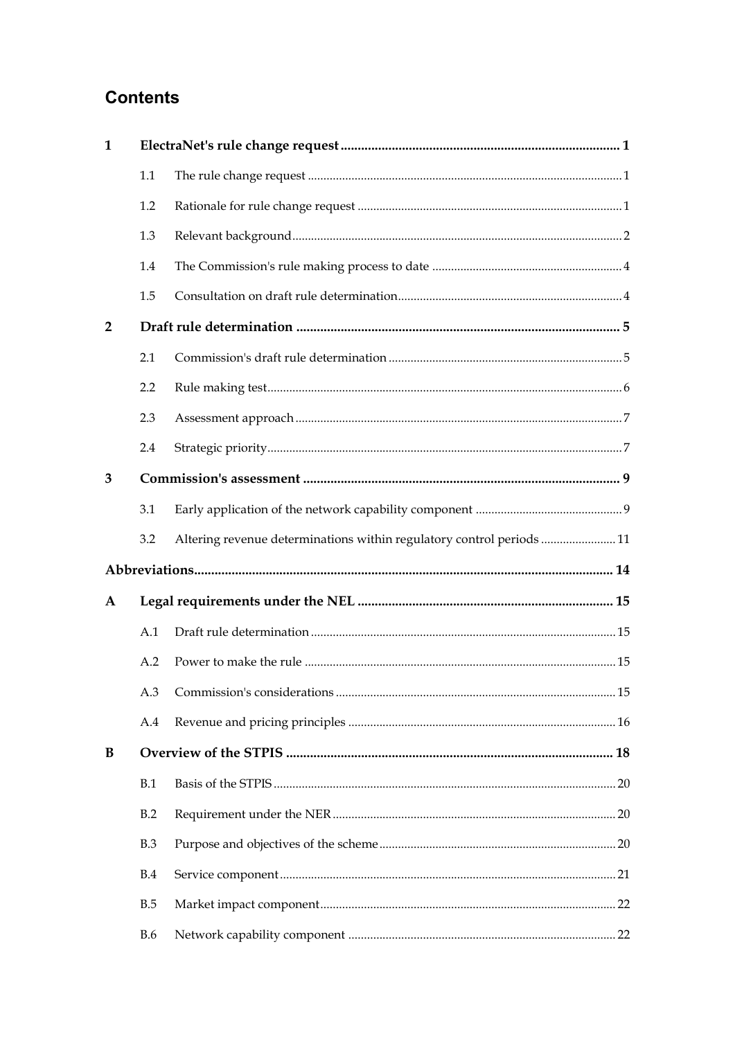# Contents

| | | | |
|---|---|---|---|
| **1** | **ElectraNet's rule change request** | | **1** |
| | 1.1 | The rule change request | 1 |
| | 1.2 | Rationale for rule change request | 1 |
| | 1.3 | Relevant background | 2 |
| | 1.4 | The Commission's rule making process to date | 4 |
| | 1.5 | Consultation on draft rule determination | 4 |
| **2** | **Draft rule determination** | | **5** |
| | 2.1 | Commission's draft rule determination | 5 |
| | 2.2 | Rule making test | 6 |
| | 2.3 | Assessment approach | 7 |
| | 2.4 | Strategic priority | 7 |
| **3** | **Commission's assessment** | | **9** |
| | 3.1 | Early application of the network capability component | 9 |
| | 3.2 | Altering revenue determinations within regulatory control periods | 11 |
| **Abbreviations** | | | **14** |
| **A** | **Legal requirements under the NEL** | | **15** |
| | A.1 | Draft rule determination | 15 |
| | A.2 | Power to make the rule | 15 |
| | A.3 | Commission's considerations | 15 |
| | A.4 | Revenue and pricing principles | 16 |
| **B** | **Overview of the STPIS** | | **18** |
| | B.1 | Basis of the STPIS | 20 |
| | B.2 | Requirement under the NER | 20 |
| | B.3 | Purpose and objectives of the scheme | 20 |
| | B.4 | Service component | 21 |
| | B.5 | Market impact component | 22 |
| | B.6 | Network capability component | 22 |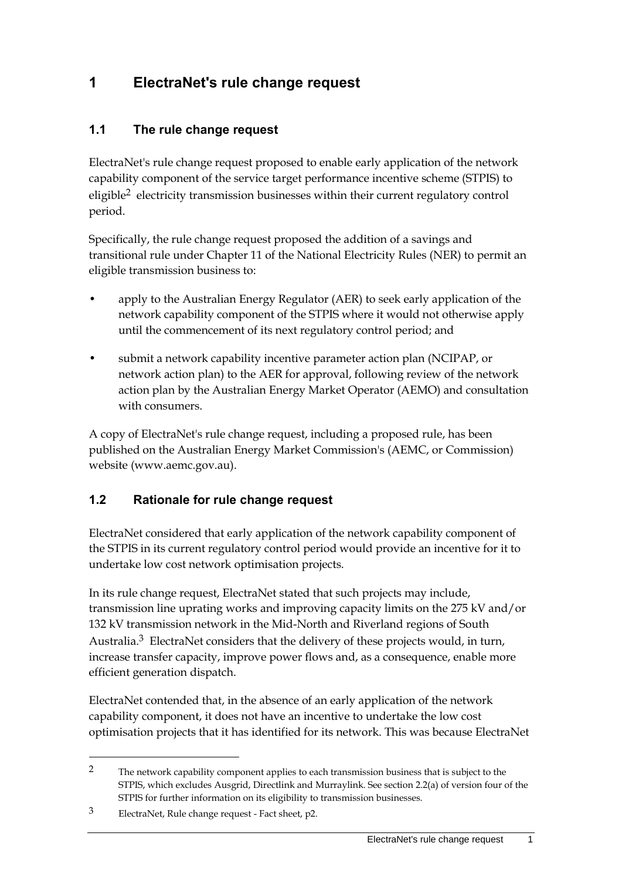# 1 ElectraNet's rule change request

## 1.1 The rule change request

ElectraNet's rule change request proposed to enable early application of the network capability component of the service target performance incentive scheme (STPIS) to eligible[2] electricity transmission businesses within their current regulatory control period.

Specifically, the rule change request proposed the addition of a savings and transitional rule under Chapter 11 of the National Electricity Rules (NER) to permit an eligible transmission business to:

- apply to the Australian Energy Regulator (AER) to seek early application of the network capability component of the STPIS where it would not otherwise apply until the commencement of its next regulatory control period; and
- submit a network capability incentive parameter action plan (NCIPAP, or network action plan) to the AER for approval, following review of the network action plan by the Australian Energy Market Operator (AEMO) and consultation with consumers.

A copy of ElectraNet's rule change request, including a proposed rule, has been published on the Australian Energy Market Commission's (AEMC, or Commission) website (www.aemc.gov.au).

## 1.2 Rationale for rule change request

ElectraNet considered that early application of the network capability component of the STPIS in its current regulatory control period would provide an incentive for it to undertake low cost network optimisation projects.

In its rule change request, ElectraNet stated that such projects may include, transmission line uprating works and improving capacity limits on the 275 kV and/or 132 kV transmission network in the Mid-North and Riverland regions of South Australia.[3] ElectraNet considers that the delivery of these projects would, in turn, increase transfer capacity, improve power flows and, as a consequence, enable more efficient generation dispatch.

ElectraNet contended that, in the absence of an early application of the network capability component, it does not have an incentive to undertake the low cost optimisation projects that it has identified for its network. This was because ElectraNet

---

2 The network capability component applies to each transmission business that is subject to the STPIS, which excludes Ausgrid, Directlink and Murraylink. See section 2.2(a) of version four of the STPIS for further information on its eligibility to transmission businesses.

3 ElectraNet, Rule change request - Fact sheet, p2.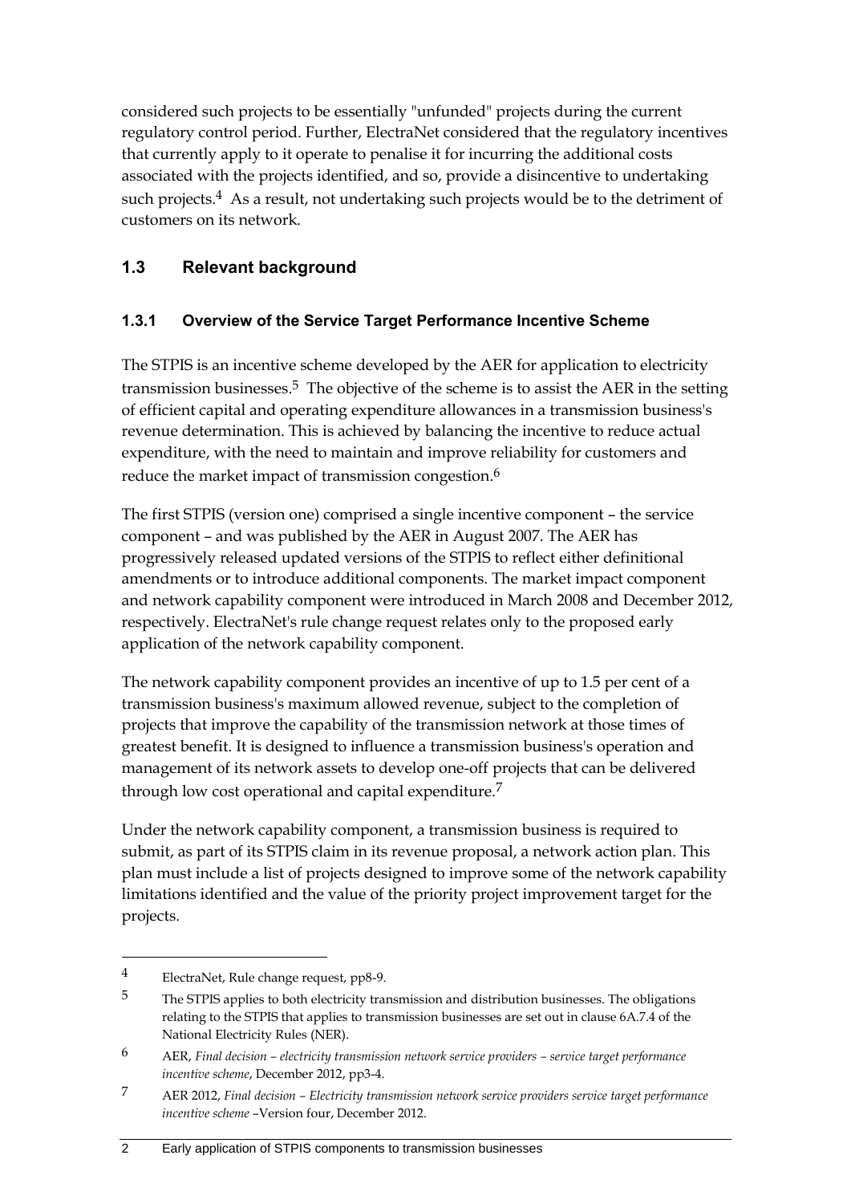considered such projects to be essentially "unfunded" projects during the current regulatory control period. Further, ElectraNet considered that the regulatory incentives that currently apply to it operate to penalise it for incurring the additional costs associated with the projects identified, and so, provide a disincentive to undertaking such projects.[4] As a result, not undertaking such projects would be to the detriment of customers on its network.

## 1.3 Relevant background

### 1.3.1 Overview of the Service Target Performance Incentive Scheme

The STPIS is an incentive scheme developed by the AER for application to electricity transmission businesses.[5] The objective of the scheme is to assist the AER in the setting of efficient capital and operating expenditure allowances in a transmission business's revenue determination. This is achieved by balancing the incentive to reduce actual expenditure, with the need to maintain and improve reliability for customers and reduce the market impact of transmission congestion.[6]

The first STPIS (version one) comprised a single incentive component – the service component – and was published by the AER in August 2007. The AER has progressively released updated versions of the STPIS to reflect either definitional amendments or to introduce additional components. The market impact component and network capability component were introduced in March 2008 and December 2012, respectively. ElectraNet's rule change request relates only to the proposed early application of the network capability component.

The network capability component provides an incentive of up to 1.5 per cent of a transmission business's maximum allowed revenue, subject to the completion of projects that improve the capability of the transmission network at those times of greatest benefit. It is designed to influence a transmission business's operation and management of its network assets to develop one-off projects that can be delivered through low cost operational and capital expenditure.[7]

Under the network capability component, a transmission business is required to submit, as part of its STPIS claim in its revenue proposal, a network action plan. This plan must include a list of projects designed to improve some of the network capability limitations identified and the value of the priority project improvement target for the projects.

---

4 ElectraNet, Rule change request, pp8-9.

5 The STPIS applies to both electricity transmission and distribution businesses. The obligations relating to the STPIS that applies to transmission businesses are set out in clause 6A.7.4 of the National Electricity Rules (NER).

6 AER, *Final decision – electricity transmission network service providers – service target performance incentive scheme*, December 2012, pp3-4.

7 AER 2012, *Final decision – Electricity transmission network service providers service target performance incentive scheme* –Version four, December 2012.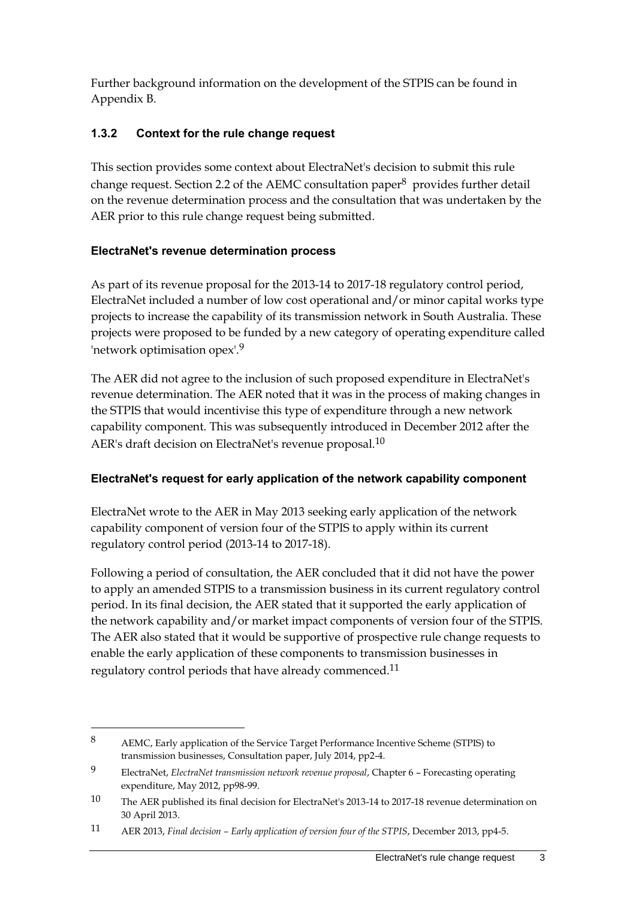Further background information on the development of the STPIS can be found in Appendix B.

### 1.3.2 Context for the rule change request

This section provides some context about ElectraNet's decision to submit this rule change request. Section 2.2 of the AEMC consultation paper[8] provides further detail on the revenue determination process and the consultation that was undertaken by the AER prior to this rule change request being submitted.

#### ElectraNet's revenue determination process

As part of its revenue proposal for the 2013-14 to 2017-18 regulatory control period, ElectraNet included a number of low cost operational and/or minor capital works type projects to increase the capability of its transmission network in South Australia. These projects were proposed to be funded by a new category of operating expenditure called 'network optimisation opex'.[9]

The AER did not agree to the inclusion of such proposed expenditure in ElectraNet's revenue determination. The AER noted that it was in the process of making changes in the STPIS that would incentivise this type of expenditure through a new network capability component. This was subsequently introduced in December 2012 after the AER's draft decision on ElectraNet's revenue proposal.[10]

#### ElectraNet's request for early application of the network capability component

ElectraNet wrote to the AER in May 2013 seeking early application of the network capability component of version four of the STPIS to apply within its current regulatory control period (2013-14 to 2017-18).

Following a period of consultation, the AER concluded that it did not have the power to apply an amended STPIS to a transmission business in its current regulatory control period. In its final decision, the AER stated that it supported the early application of the network capability and/or market impact components of version four of the STPIS. The AER also stated that it would be supportive of prospective rule change requests to enable the early application of these components to transmission businesses in regulatory control periods that have already commenced.[11]

---

8 AEMC, Early application of the Service Target Performance Incentive Scheme (STPIS) to transmission businesses, Consultation paper, July 2014, pp2-4.

9 ElectraNet, *ElectraNet transmission network revenue proposal*, Chapter 6 – Forecasting operating expenditure, May 2012, pp98-99.

10 The AER published its final decision for ElectraNet's 2013-14 to 2017-18 revenue determination on 30 April 2013.

11 AER 2013, *Final decision – Early application of version four of the STPIS*, December 2013, pp4-5.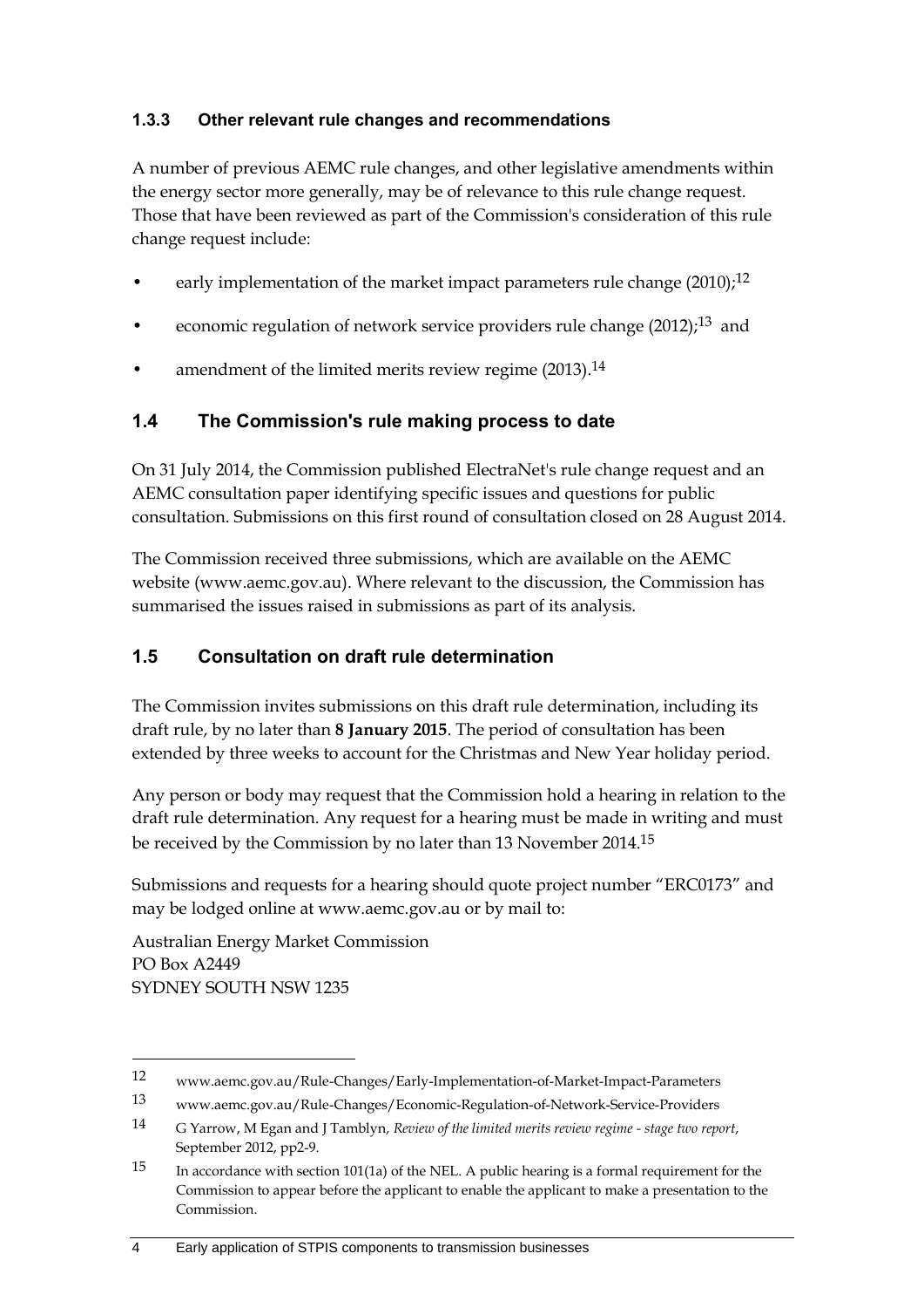### 1.3.3 Other relevant rule changes and recommendations

A number of previous AEMC rule changes, and other legislative amendments within the energy sector more generally, may be of relevance to this rule change request. Those that have been reviewed as part of the Commission's consideration of this rule change request include:

- early implementation of the market impact parameters rule change (2010);[12]
- economic regulation of network service providers rule change (2012);[13] and
- amendment of the limited merits review regime (2013).[14]

## 1.4 The Commission's rule making process to date

On 31 July 2014, the Commission published ElectraNet's rule change request and an AEMC consultation paper identifying specific issues and questions for public consultation. Submissions on this first round of consultation closed on 28 August 2014.

The Commission received three submissions, which are available on the AEMC website (www.aemc.gov.au). Where relevant to the discussion, the Commission has summarised the issues raised in submissions as part of its analysis.

## 1.5 Consultation on draft rule determination

The Commission invites submissions on this draft rule determination, including its draft rule, by no later than **8 January 2015**. The period of consultation has been extended by three weeks to account for the Christmas and New Year holiday period.

Any person or body may request that the Commission hold a hearing in relation to the draft rule determination. Any request for a hearing must be made in writing and must be received by the Commission by no later than 13 November 2014.[15]

Submissions and requests for a hearing should quote project number "ERC0173" and may be lodged online at www.aemc.gov.au or by mail to:

Australian Energy Market Commission
PO Box A2449
SYDNEY SOUTH NSW 1235

---

12 www.aemc.gov.au/Rule-Changes/Early-Implementation-of-Market-Impact-Parameters

13 www.aemc.gov.au/Rule-Changes/Economic-Regulation-of-Network-Service-Providers

14 G Yarrow, M Egan and J Tamblyn, *Review of the limited merits review regime - stage two report*, September 2012, pp2-9.

15 In accordance with section 101(1a) of the NEL. A public hearing is a formal requirement for the Commission to appear before the applicant to enable the applicant to make a presentation to the Commission.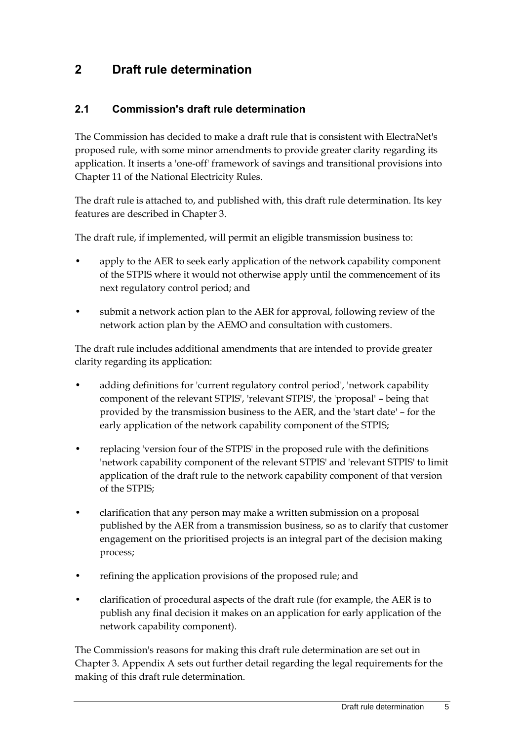# 2 Draft rule determination

## 2.1 Commission's draft rule determination

The Commission has decided to make a draft rule that is consistent with ElectraNet's proposed rule, with some minor amendments to provide greater clarity regarding its application. It inserts a 'one-off' framework of savings and transitional provisions into Chapter 11 of the National Electricity Rules.

The draft rule is attached to, and published with, this draft rule determination. Its key features are described in Chapter 3.

The draft rule, if implemented, will permit an eligible transmission business to:

- apply to the AER to seek early application of the network capability component of the STPIS where it would not otherwise apply until the commencement of its next regulatory control period; and
- submit a network action plan to the AER for approval, following review of the network action plan by the AEMO and consultation with customers.

The draft rule includes additional amendments that are intended to provide greater clarity regarding its application:

- adding definitions for 'current regulatory control period', 'network capability component of the relevant STPIS', 'relevant STPIS', the 'proposal' – being that provided by the transmission business to the AER, and the 'start date' – for the early application of the network capability component of the STPIS;
- replacing 'version four of the STPIS' in the proposed rule with the definitions 'network capability component of the relevant STPIS' and 'relevant STPIS' to limit application of the draft rule to the network capability component of that version of the STPIS;
- clarification that any person may make a written submission on a proposal published by the AER from a transmission business, so as to clarify that customer engagement on the prioritised projects is an integral part of the decision making process;
- refining the application provisions of the proposed rule; and
- clarification of procedural aspects of the draft rule (for example, the AER is to publish any final decision it makes on an application for early application of the network capability component).

The Commission's reasons for making this draft rule determination are set out in Chapter 3. Appendix A sets out further detail regarding the legal requirements for the making of this draft rule determination.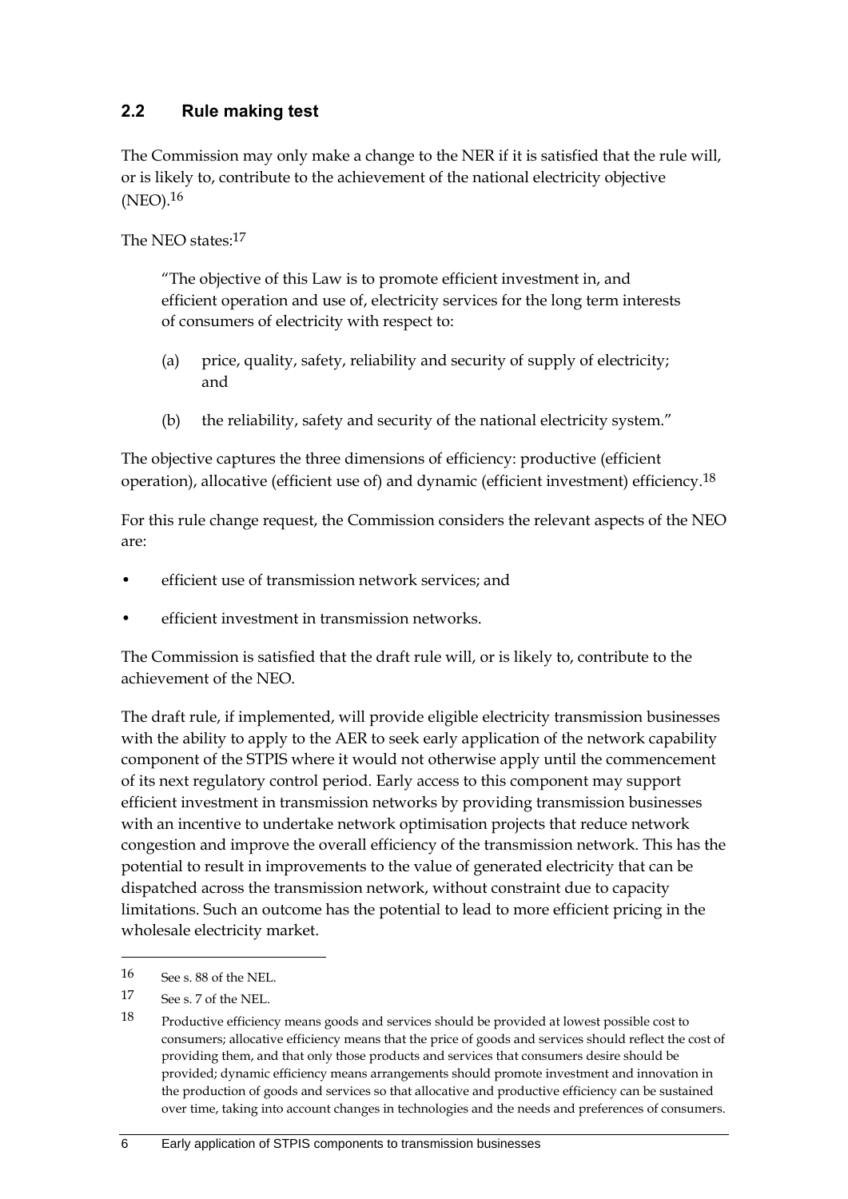## 2.2 Rule making test

The Commission may only make a change to the NER if it is satisfied that the rule will, or is likely to, contribute to the achievement of the national electricity objective (NEO).[16]

The NEO states:[17]

> "The objective of this Law is to promote efficient investment in, and efficient operation and use of, electricity services for the long term interests of consumers of electricity with respect to:
>
> (a) price, quality, safety, reliability and security of supply of electricity; and
>
> (b) the reliability, safety and security of the national electricity system."

The objective captures the three dimensions of efficiency: productive (efficient operation), allocative (efficient use of) and dynamic (efficient investment) efficiency.[18]

For this rule change request, the Commission considers the relevant aspects of the NEO are:

- efficient use of transmission network services; and
- efficient investment in transmission networks.

The Commission is satisfied that the draft rule will, or is likely to, contribute to the achievement of the NEO.

The draft rule, if implemented, will provide eligible electricity transmission businesses with the ability to apply to the AER to seek early application of the network capability component of the STPIS where it would not otherwise apply until the commencement of its next regulatory control period. Early access to this component may support efficient investment in transmission networks by providing transmission businesses with an incentive to undertake network optimisation projects that reduce network congestion and improve the overall efficiency of the transmission network. This has the potential to result in improvements to the value of generated electricity that can be dispatched across the transmission network, without constraint due to capacity limitations. Such an outcome has the potential to lead to more efficient pricing in the wholesale electricity market.

---

16 See s. 88 of the NEL.

17 See s. 7 of the NEL.

18 Productive efficiency means goods and services should be provided at lowest possible cost to consumers; allocative efficiency means that the price of goods and services should reflect the cost of providing them, and that only those products and services that consumers desire should be provided; dynamic efficiency means arrangements should promote investment and innovation in the production of goods and services so that allocative and productive efficiency can be sustained over time, taking into account changes in technologies and the needs and preferences of consumers.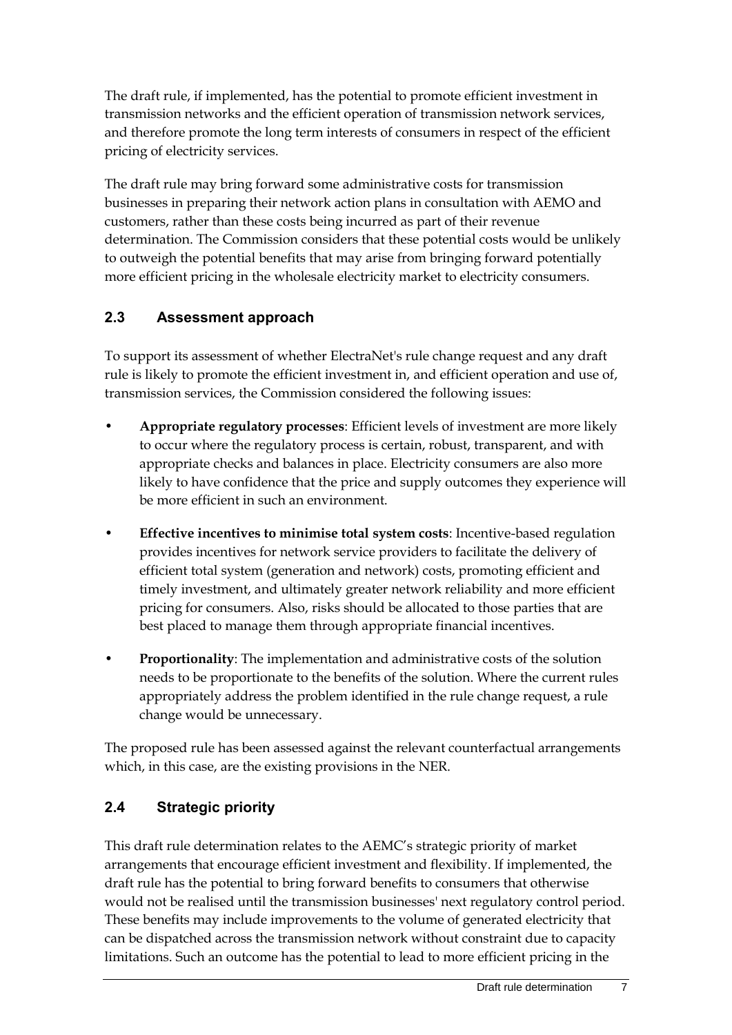The draft rule, if implemented, has the potential to promote efficient investment in transmission networks and the efficient operation of transmission network services, and therefore promote the long term interests of consumers in respect of the efficient pricing of electricity services.

The draft rule may bring forward some administrative costs for transmission businesses in preparing their network action plans in consultation with AEMO and customers, rather than these costs being incurred as part of their revenue determination. The Commission considers that these potential costs would be unlikely to outweigh the potential benefits that may arise from bringing forward potentially more efficient pricing in the wholesale electricity market to electricity consumers.

## 2.3 Assessment approach

To support its assessment of whether ElectraNet's rule change request and any draft rule is likely to promote the efficient investment in, and efficient operation and use of, transmission services, the Commission considered the following issues:

- **Appropriate regulatory processes**: Efficient levels of investment are more likely to occur where the regulatory process is certain, robust, transparent, and with appropriate checks and balances in place. Electricity consumers are also more likely to have confidence that the price and supply outcomes they experience will be more efficient in such an environment.
- **Effective incentives to minimise total system costs**: Incentive-based regulation provides incentives for network service providers to facilitate the delivery of efficient total system (generation and network) costs, promoting efficient and timely investment, and ultimately greater network reliability and more efficient pricing for consumers. Also, risks should be allocated to those parties that are best placed to manage them through appropriate financial incentives.
- **Proportionality**: The implementation and administrative costs of the solution needs to be proportionate to the benefits of the solution. Where the current rules appropriately address the problem identified in the rule change request, a rule change would be unnecessary.

The proposed rule has been assessed against the relevant counterfactual arrangements which, in this case, are the existing provisions in the NER.

## 2.4 Strategic priority

This draft rule determination relates to the AEMC's strategic priority of market arrangements that encourage efficient investment and flexibility. If implemented, the draft rule has the potential to bring forward benefits to consumers that otherwise would not be realised until the transmission businesses' next regulatory control period. These benefits may include improvements to the volume of generated electricity that can be dispatched across the transmission network without constraint due to capacity limitations. Such an outcome has the potential to lead to more efficient pricing in the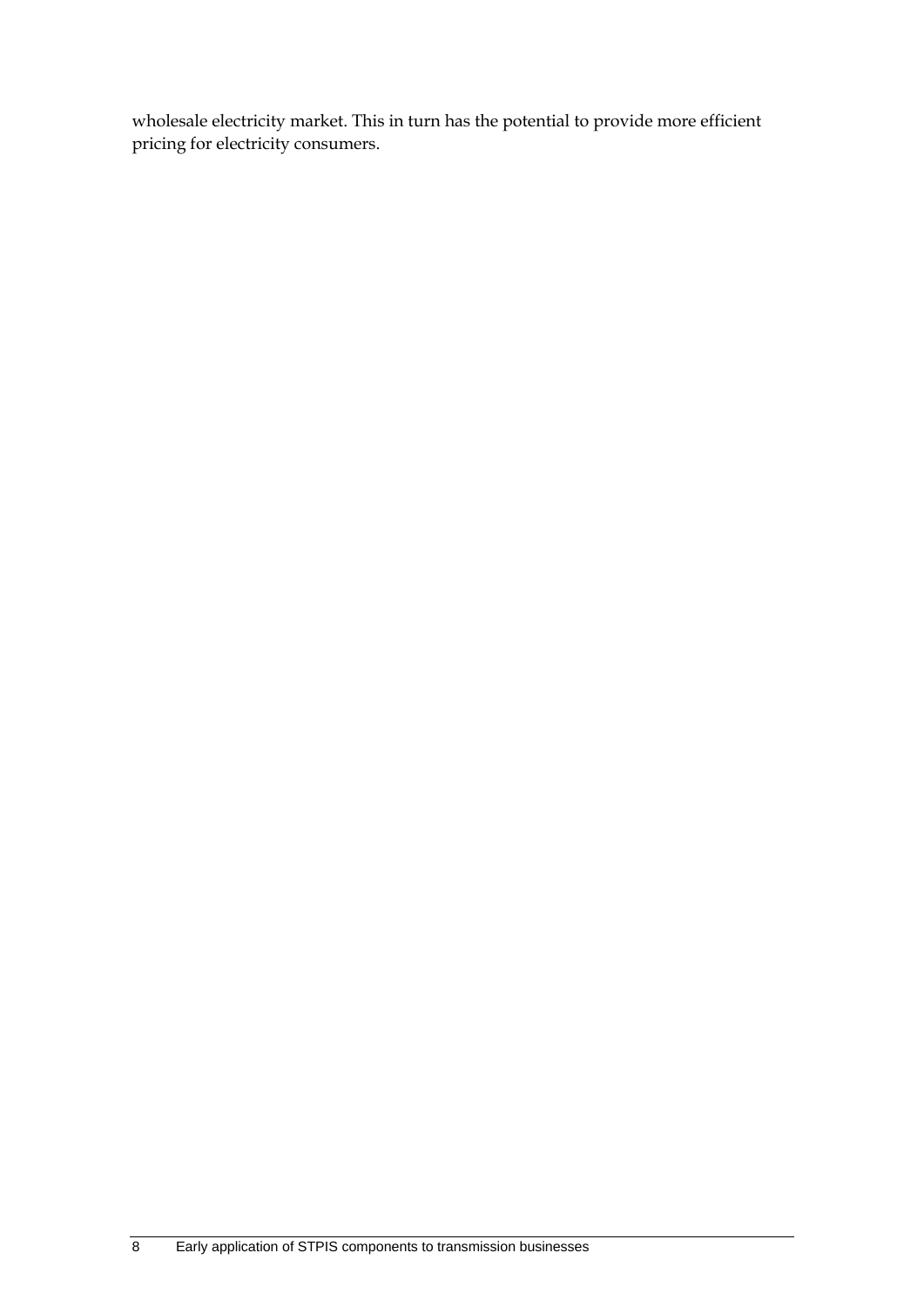wholesale electricity market. This in turn has the potential to provide more efficient pricing for electricity consumers.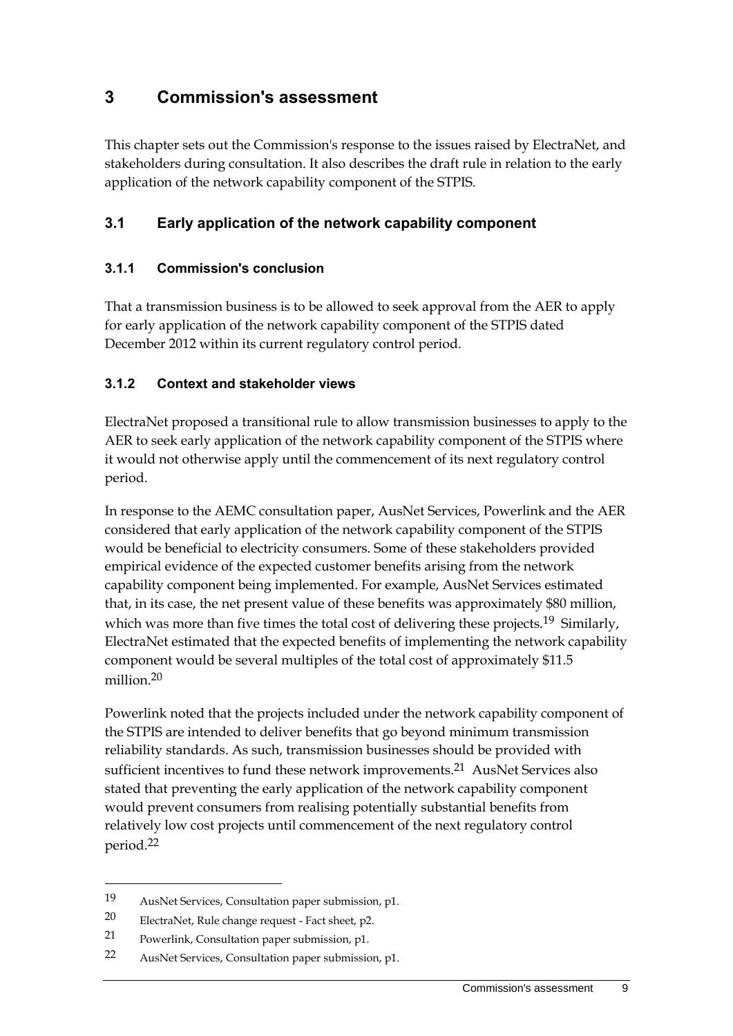# 3 Commission's assessment

This chapter sets out the Commission's response to the issues raised by ElectraNet, and stakeholders during consultation. It also describes the draft rule in relation to the early application of the network capability component of the STPIS.

## 3.1 Early application of the network capability component

### 3.1.1 Commission's conclusion

That a transmission business is to be allowed to seek approval from the AER to apply for early application of the network capability component of the STPIS dated December 2012 within its current regulatory control period.

### 3.1.2 Context and stakeholder views

ElectraNet proposed a transitional rule to allow transmission businesses to apply to the AER to seek early application of the network capability component of the STPIS where it would not otherwise apply until the commencement of its next regulatory control period.

In response to the AEMC consultation paper, AusNet Services, Powerlink and the AER considered that early application of the network capability component of the STPIS would be beneficial to electricity consumers. Some of these stakeholders provided empirical evidence of the expected customer benefits arising from the network capability component being implemented. For example, AusNet Services estimated that, in its case, the net present value of these benefits was approximately $80 million, which was more than five times the total cost of delivering these projects.[19] Similarly, ElectraNet estimated that the expected benefits of implementing the network capability component would be several multiples of the total cost of approximately $11.5 million.[20]

Powerlink noted that the projects included under the network capability component of the STPIS are intended to deliver benefits that go beyond minimum transmission reliability standards. As such, transmission businesses should be provided with sufficient incentives to fund these network improvements.[21] AusNet Services also stated that preventing the early application of the network capability component would prevent consumers from realising potentially substantial benefits from relatively low cost projects until commencement of the next regulatory control period.[22]

---

19 AusNet Services, Consultation paper submission, p1.

20 ElectraNet, Rule change request - Fact sheet, p2.

21 Powerlink, Consultation paper submission, p1.

22 AusNet Services, Consultation paper submission, p1.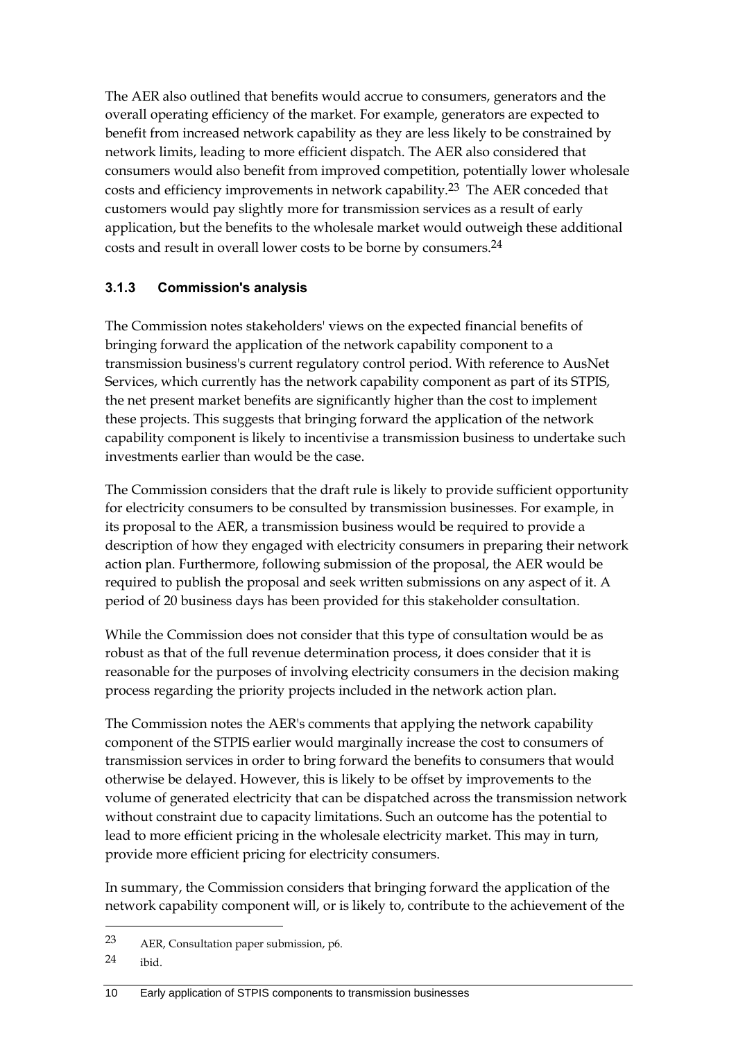The AER also outlined that benefits would accrue to consumers, generators and the overall operating efficiency of the market. For example, generators are expected to benefit from increased network capability as they are less likely to be constrained by network limits, leading to more efficient dispatch. The AER also considered that consumers would also benefit from improved competition, potentially lower wholesale costs and efficiency improvements in network capability.[23] The AER conceded that customers would pay slightly more for transmission services as a result of early application, but the benefits to the wholesale market would outweigh these additional costs and result in overall lower costs to be borne by consumers.[24]

### 3.1.3 Commission's analysis

The Commission notes stakeholders' views on the expected financial benefits of bringing forward the application of the network capability component to a transmission business's current regulatory control period. With reference to AusNet Services, which currently has the network capability component as part of its STPIS, the net present market benefits are significantly higher than the cost to implement these projects. This suggests that bringing forward the application of the network capability component is likely to incentivise a transmission business to undertake such investments earlier than would be the case.

The Commission considers that the draft rule is likely to provide sufficient opportunity for electricity consumers to be consulted by transmission businesses. For example, in its proposal to the AER, a transmission business would be required to provide a description of how they engaged with electricity consumers in preparing their network action plan. Furthermore, following submission of the proposal, the AER would be required to publish the proposal and seek written submissions on any aspect of it. A period of 20 business days has been provided for this stakeholder consultation.

While the Commission does not consider that this type of consultation would be as robust as that of the full revenue determination process, it does consider that it is reasonable for the purposes of involving electricity consumers in the decision making process regarding the priority projects included in the network action plan.

The Commission notes the AER's comments that applying the network capability component of the STPIS earlier would marginally increase the cost to consumers of transmission services in order to bring forward the benefits to consumers that would otherwise be delayed. However, this is likely to be offset by improvements to the volume of generated electricity that can be dispatched across the transmission network without constraint due to capacity limitations. Such an outcome has the potential to lead to more efficient pricing in the wholesale electricity market. This may in turn, provide more efficient pricing for electricity consumers.

In summary, the Commission considers that bringing forward the application of the network capability component will, or is likely to, contribute to the achievement of the

---

23 AER, Consultation paper submission, p6.

24 ibid.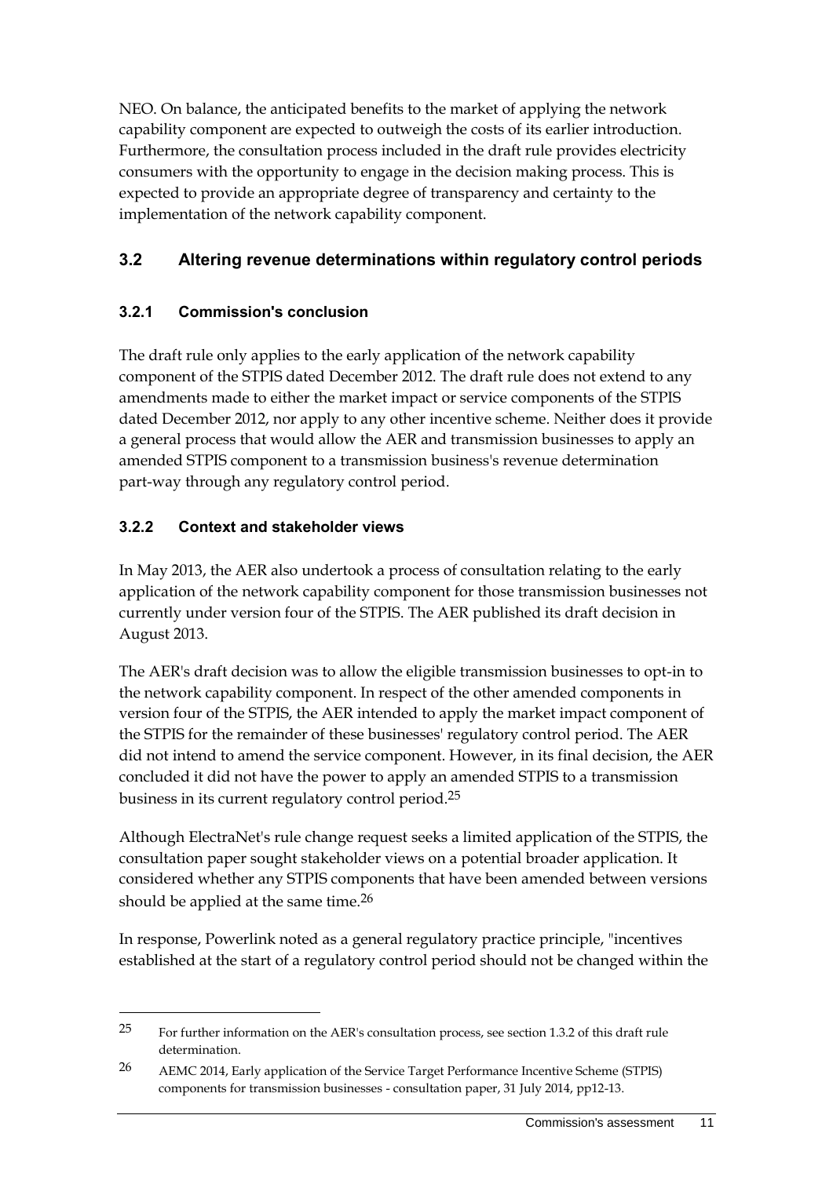NEO. On balance, the anticipated benefits to the market of applying the network capability component are expected to outweigh the costs of its earlier introduction. Furthermore, the consultation process included in the draft rule provides electricity consumers with the opportunity to engage in the decision making process. This is expected to provide an appropriate degree of transparency and certainty to the implementation of the network capability component.

## 3.2 Altering revenue determinations within regulatory control periods

### 3.2.1 Commission's conclusion

The draft rule only applies to the early application of the network capability component of the STPIS dated December 2012. The draft rule does not extend to any amendments made to either the market impact or service components of the STPIS dated December 2012, nor apply to any other incentive scheme. Neither does it provide a general process that would allow the AER and transmission businesses to apply an amended STPIS component to a transmission business's revenue determination part-way through any regulatory control period.

### 3.2.2 Context and stakeholder views

In May 2013, the AER also undertook a process of consultation relating to the early application of the network capability component for those transmission businesses not currently under version four of the STPIS. The AER published its draft decision in August 2013.

The AER's draft decision was to allow the eligible transmission businesses to opt-in to the network capability component. In respect of the other amended components in version four of the STPIS, the AER intended to apply the market impact component of the STPIS for the remainder of these businesses' regulatory control period. The AER did not intend to amend the service component. However, in its final decision, the AER concluded it did not have the power to apply an amended STPIS to a transmission business in its current regulatory control period.[25]

Although ElectraNet's rule change request seeks a limited application of the STPIS, the consultation paper sought stakeholder views on a potential broader application. It considered whether any STPIS components that have been amended between versions should be applied at the same time.[26]

In response, Powerlink noted as a general regulatory practice principle, "incentives established at the start of a regulatory control period should not be changed within the

---

[25] For further information on the AER's consultation process, see section 1.3.2 of this draft rule determination.

[26] AEMC 2014, Early application of the Service Target Performance Incentive Scheme (STPIS) components for transmission businesses - consultation paper, 31 July 2014, pp12-13.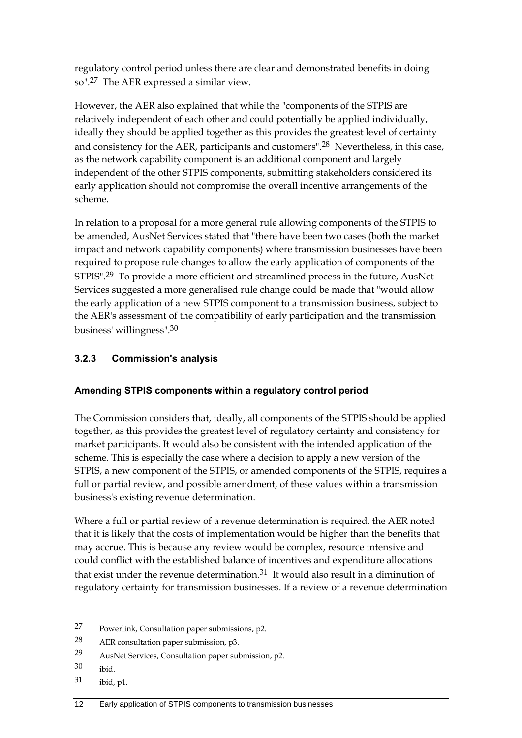regulatory control period unless there are clear and demonstrated benefits in doing so".[27] The AER expressed a similar view.

However, the AER also explained that while the "components of the STPIS are relatively independent of each other and could potentially be applied individually, ideally they should be applied together as this provides the greatest level of certainty and consistency for the AER, participants and customers".[28] Nevertheless, in this case, as the network capability component is an additional component and largely independent of the other STPIS components, submitting stakeholders considered its early application should not compromise the overall incentive arrangements of the scheme.

In relation to a proposal for a more general rule allowing components of the STPIS to be amended, AusNet Services stated that "there have been two cases (both the market impact and network capability components) where transmission businesses have been required to propose rule changes to allow the early application of components of the STPIS".[29] To provide a more efficient and streamlined process in the future, AusNet Services suggested a more generalised rule change could be made that "would allow the early application of a new STPIS component to a transmission business, subject to the AER's assessment of the compatibility of early participation and the transmission business' willingness".[30]

### 3.2.3 Commission's analysis

#### Amending STPIS components within a regulatory control period

The Commission considers that, ideally, all components of the STPIS should be applied together, as this provides the greatest level of regulatory certainty and consistency for market participants. It would also be consistent with the intended application of the scheme. This is especially the case where a decision to apply a new version of the STPIS, a new component of the STPIS, or amended components of the STPIS, requires a full or partial review, and possible amendment, of these values within a transmission business's existing revenue determination.

Where a full or partial review of a revenue determination is required, the AER noted that it is likely that the costs of implementation would be higher than the benefits that may accrue. This is because any review would be complex, resource intensive and could conflict with the established balance of incentives and expenditure allocations that exist under the revenue determination.[31] It would also result in a diminution of regulatory certainty for transmission businesses. If a review of a revenue determination

---

27 Powerlink, Consultation paper submissions, p2.

28 AER consultation paper submission, p3.

29 AusNet Services, Consultation paper submission, p2.

30 ibid.

31 ibid, p1.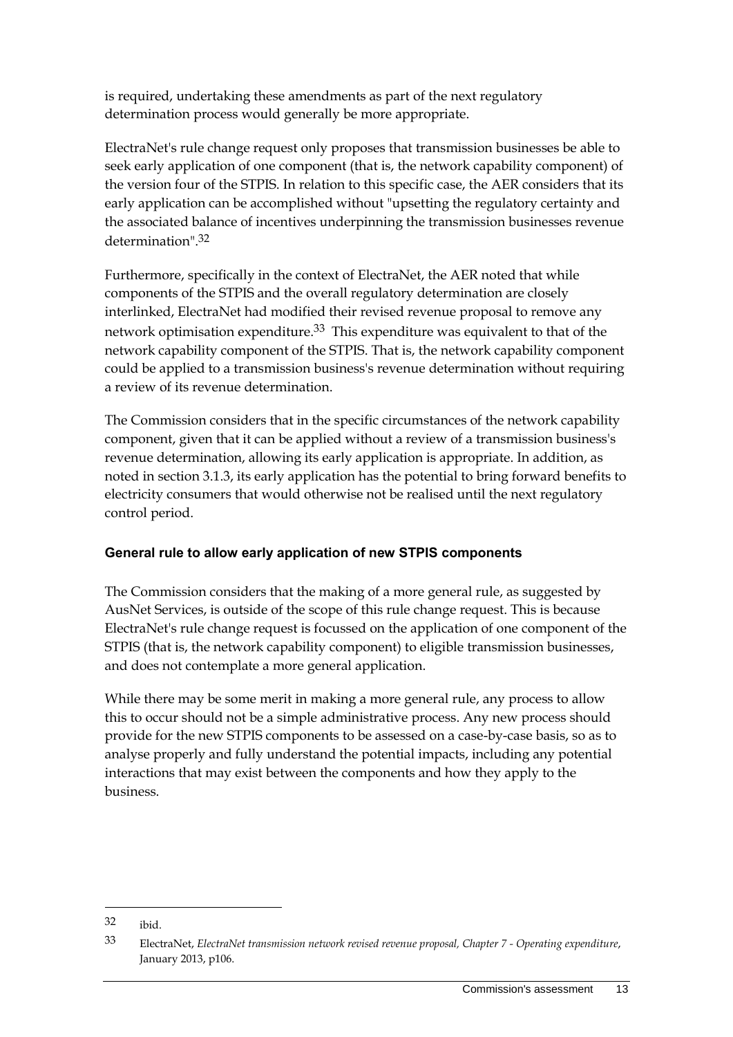is required, undertaking these amendments as part of the next regulatory determination process would generally be more appropriate.

ElectraNet's rule change request only proposes that transmission businesses be able to seek early application of one component (that is, the network capability component) of the version four of the STPIS. In relation to this specific case, the AER considers that its early application can be accomplished without "upsetting the regulatory certainty and the associated balance of incentives underpinning the transmission businesses revenue determination".[32]

Furthermore, specifically in the context of ElectraNet, the AER noted that while components of the STPIS and the overall regulatory determination are closely interlinked, ElectraNet had modified their revised revenue proposal to remove any network optimisation expenditure.[33] This expenditure was equivalent to that of the network capability component of the STPIS. That is, the network capability component could be applied to a transmission business's revenue determination without requiring a review of its revenue determination.

The Commission considers that in the specific circumstances of the network capability component, given that it can be applied without a review of a transmission business's revenue determination, allowing its early application is appropriate. In addition, as noted in section 3.1.3, its early application has the potential to bring forward benefits to electricity consumers that would otherwise not be realised until the next regulatory control period.

### General rule to allow early application of new STPIS components

The Commission considers that the making of a more general rule, as suggested by AusNet Services, is outside of the scope of this rule change request. This is because ElectraNet's rule change request is focussed on the application of one component of the STPIS (that is, the network capability component) to eligible transmission businesses, and does not contemplate a more general application.

While there may be some merit in making a more general rule, any process to allow this to occur should not be a simple administrative process. Any new process should provide for the new STPIS components to be assessed on a case-by-case basis, so as to analyse properly and fully understand the potential impacts, including any potential interactions that may exist between the components and how they apply to the business.

---

[32] ibid.

[33] ElectraNet, *ElectraNet transmission network revised revenue proposal, Chapter 7 - Operating expenditure*, January 2013, p106.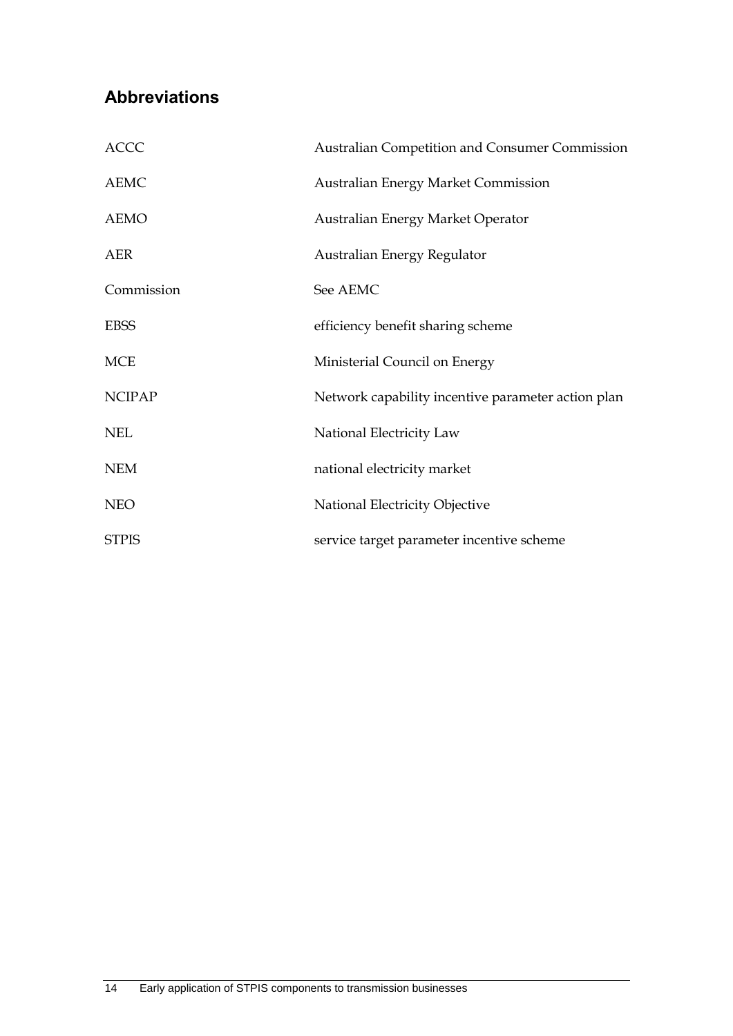## Abbreviations

| | |
|---|---|
| ACCC | Australian Competition and Consumer Commission |
| AEMC | Australian Energy Market Commission |
| AEMO | Australian Energy Market Operator |
| AER | Australian Energy Regulator |
| Commission | See AEMC |
| EBSS | efficiency benefit sharing scheme |
| MCE | Ministerial Council on Energy |
| NCIPAP | Network capability incentive parameter action plan |
| NEL | National Electricity Law |
| NEM | national electricity market |
| NEO | National Electricity Objective |
| STPIS | service target parameter incentive scheme |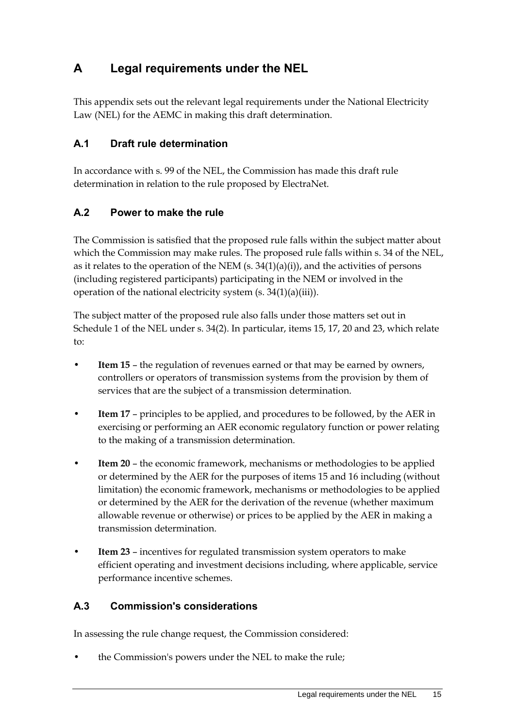# A Legal requirements under the NEL

This appendix sets out the relevant legal requirements under the National Electricity Law (NEL) for the AEMC in making this draft determination.

## A.1 Draft rule determination

In accordance with s. 99 of the NEL, the Commission has made this draft rule determination in relation to the rule proposed by ElectraNet.

## A.2 Power to make the rule

The Commission is satisfied that the proposed rule falls within the subject matter about which the Commission may make rules. The proposed rule falls within s. 34 of the NEL, as it relates to the operation of the NEM (s. 34(1)(a)(i)), and the activities of persons (including registered participants) participating in the NEM or involved in the operation of the national electricity system (s. 34(1)(a)(iii)).

The subject matter of the proposed rule also falls under those matters set out in Schedule 1 of the NEL under s. 34(2). In particular, items 15, 17, 20 and 23, which relate to:

- **Item 15** – the regulation of revenues earned or that may be earned by owners, controllers or operators of transmission systems from the provision by them of services that are the subject of a transmission determination.
- **Item 17** – principles to be applied, and procedures to be followed, by the AER in exercising or performing an AER economic regulatory function or power relating to the making of a transmission determination.
- **Item 20** – the economic framework, mechanisms or methodologies to be applied or determined by the AER for the purposes of items 15 and 16 including (without limitation) the economic framework, mechanisms or methodologies to be applied or determined by the AER for the derivation of the revenue (whether maximum allowable revenue or otherwise) or prices to be applied by the AER in making a transmission determination.
- **Item 23** – incentives for regulated transmission system operators to make efficient operating and investment decisions including, where applicable, service performance incentive schemes.

## A.3 Commission's considerations

In assessing the rule change request, the Commission considered:

- the Commission's powers under the NEL to make the rule;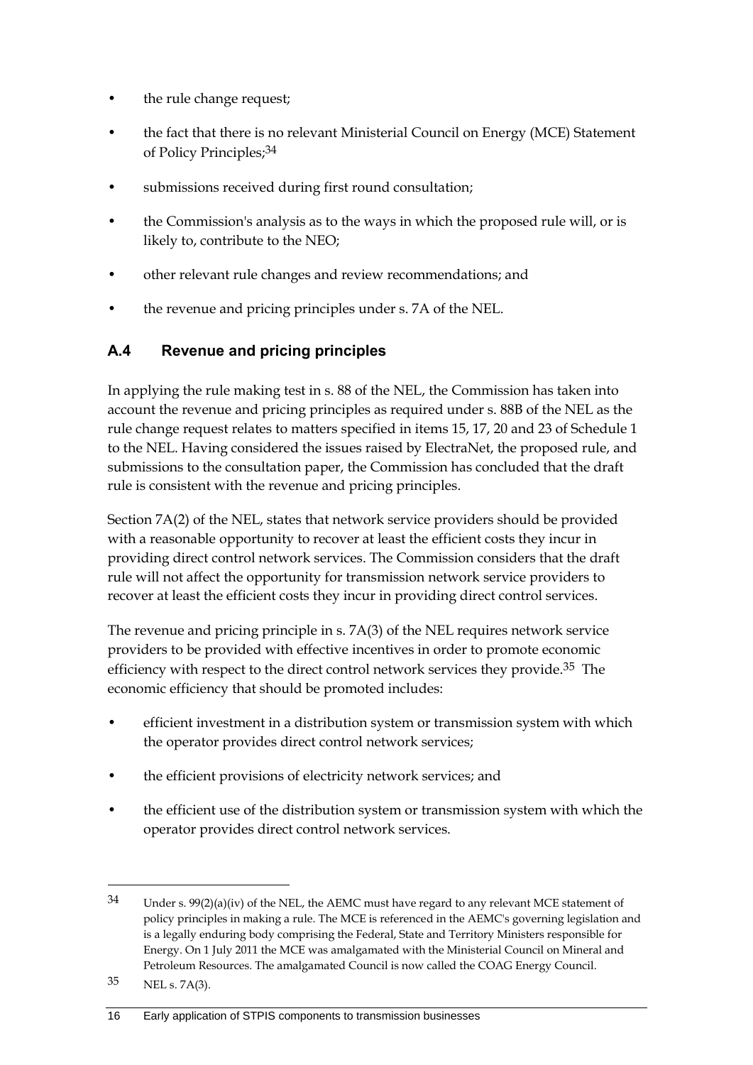- the rule change request;
- the fact that there is no relevant Ministerial Council on Energy (MCE) Statement of Policy Principles;[34]
- submissions received during first round consultation;
- the Commission's analysis as to the ways in which the proposed rule will, or is likely to, contribute to the NEO;
- other relevant rule changes and review recommendations; and
- the revenue and pricing principles under s. 7A of the NEL.

## A.4 Revenue and pricing principles

In applying the rule making test in s. 88 of the NEL, the Commission has taken into account the revenue and pricing principles as required under s. 88B of the NEL as the rule change request relates to matters specified in items 15, 17, 20 and 23 of Schedule 1 to the NEL. Having considered the issues raised by ElectraNet, the proposed rule, and submissions to the consultation paper, the Commission has concluded that the draft rule is consistent with the revenue and pricing principles.

Section 7A(2) of the NEL, states that network service providers should be provided with a reasonable opportunity to recover at least the efficient costs they incur in providing direct control network services. The Commission considers that the draft rule will not affect the opportunity for transmission network service providers to recover at least the efficient costs they incur in providing direct control services.

The revenue and pricing principle in s. 7A(3) of the NEL requires network service providers to be provided with effective incentives in order to promote economic efficiency with respect to the direct control network services they provide.[35] The economic efficiency that should be promoted includes:

- efficient investment in a distribution system or transmission system with which the operator provides direct control network services;
- the efficient provisions of electricity network services; and
- the efficient use of the distribution system or transmission system with which the operator provides direct control network services.

---

[34] Under s. 99(2)(a)(iv) of the NEL, the AEMC must have regard to any relevant MCE statement of policy principles in making a rule. The MCE is referenced in the AEMC's governing legislation and is a legally enduring body comprising the Federal, State and Territory Ministers responsible for Energy. On 1 July 2011 the MCE was amalgamated with the Ministerial Council on Mineral and Petroleum Resources. The amalgamated Council is now called the COAG Energy Council.

[35] NEL s. 7A(3).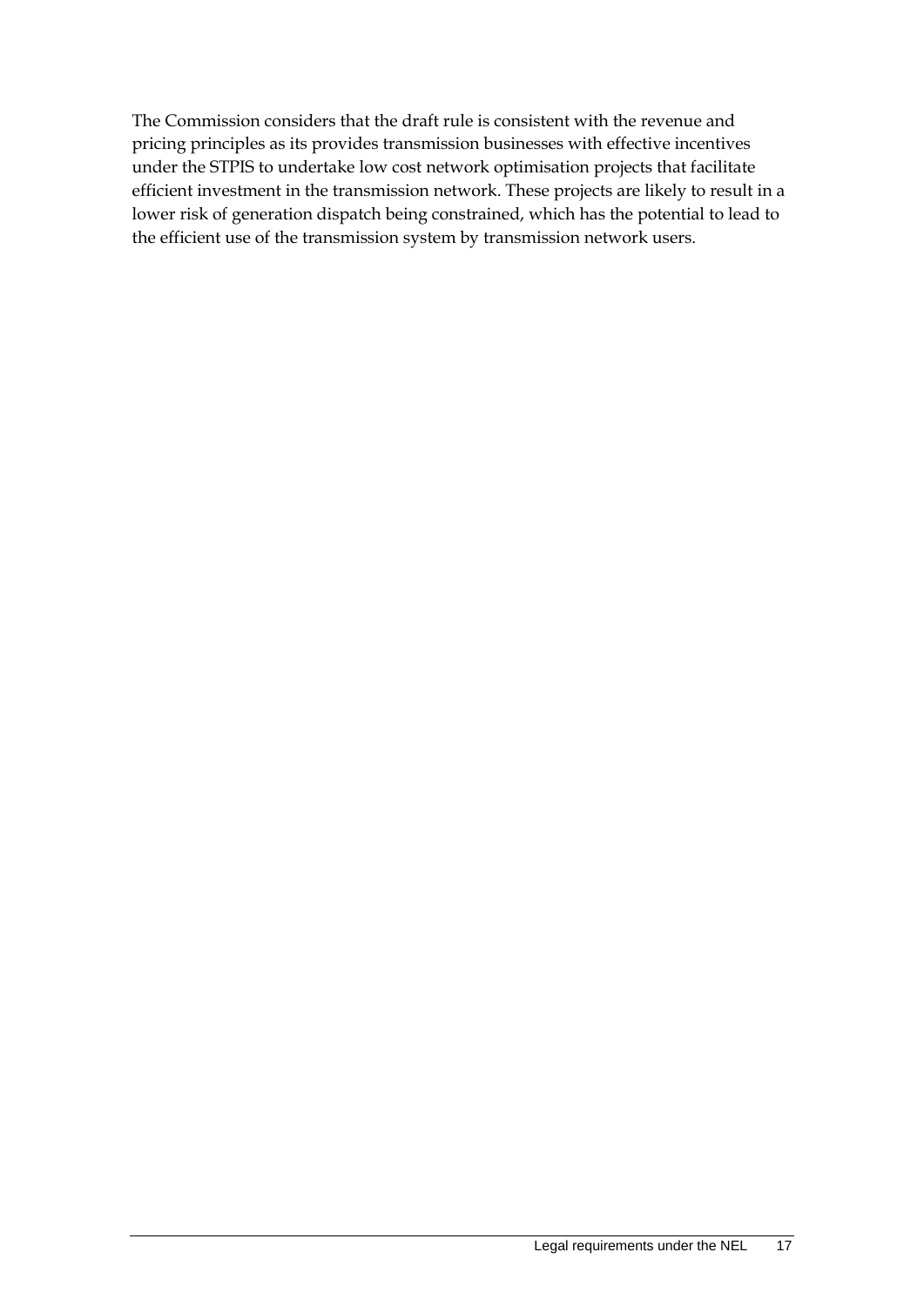The Commission considers that the draft rule is consistent with the revenue and pricing principles as its provides transmission businesses with effective incentives under the STPIS to undertake low cost network optimisation projects that facilitate efficient investment in the transmission network. These projects are likely to result in a lower risk of generation dispatch being constrained, which has the potential to lead to the efficient use of the transmission system by transmission network users.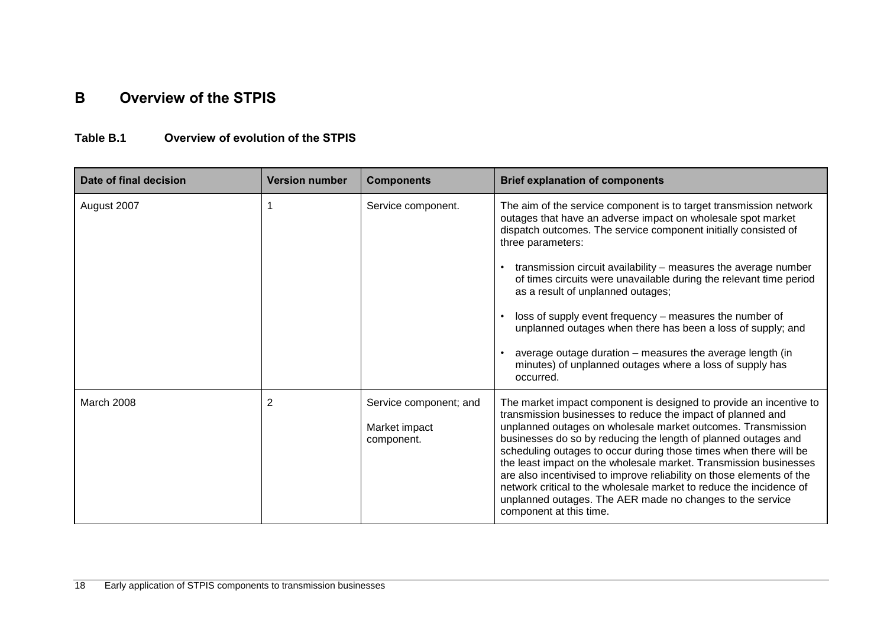# B Overview of the STPIS

**Table B.1 Overview of evolution of the STPIS**

| Date of final decision | Version number | Components | Brief explanation of components |
|---|---|---|---|
| August 2007 | 1 | Service component. | The aim of the service component is to target transmission network outages that have an adverse impact on wholesale spot market dispatch outcomes. The service component initially consisted of three parameters:<br>• transmission circuit availability – measures the average number of times circuits were unavailable during the relevant time period as a result of unplanned outages;<br>• loss of supply event frequency – measures the number of unplanned outages when there has been a loss of supply; and<br>• average outage duration – measures the average length (in minutes) of unplanned outages where a loss of supply has occurred. |
| March 2008 | 2 | Service component; and<br>Market impact component. | The market impact component is designed to provide an incentive to transmission businesses to reduce the impact of planned and unplanned outages on wholesale market outcomes. Transmission businesses do so by reducing the length of planned outages and scheduling outages to occur during those times when there will be the least impact on the wholesale market. Transmission businesses are also incentivised to improve reliability on those elements of the network critical to the wholesale market to reduce the incidence of unplanned outages. The AER made no changes to the service component at this time. |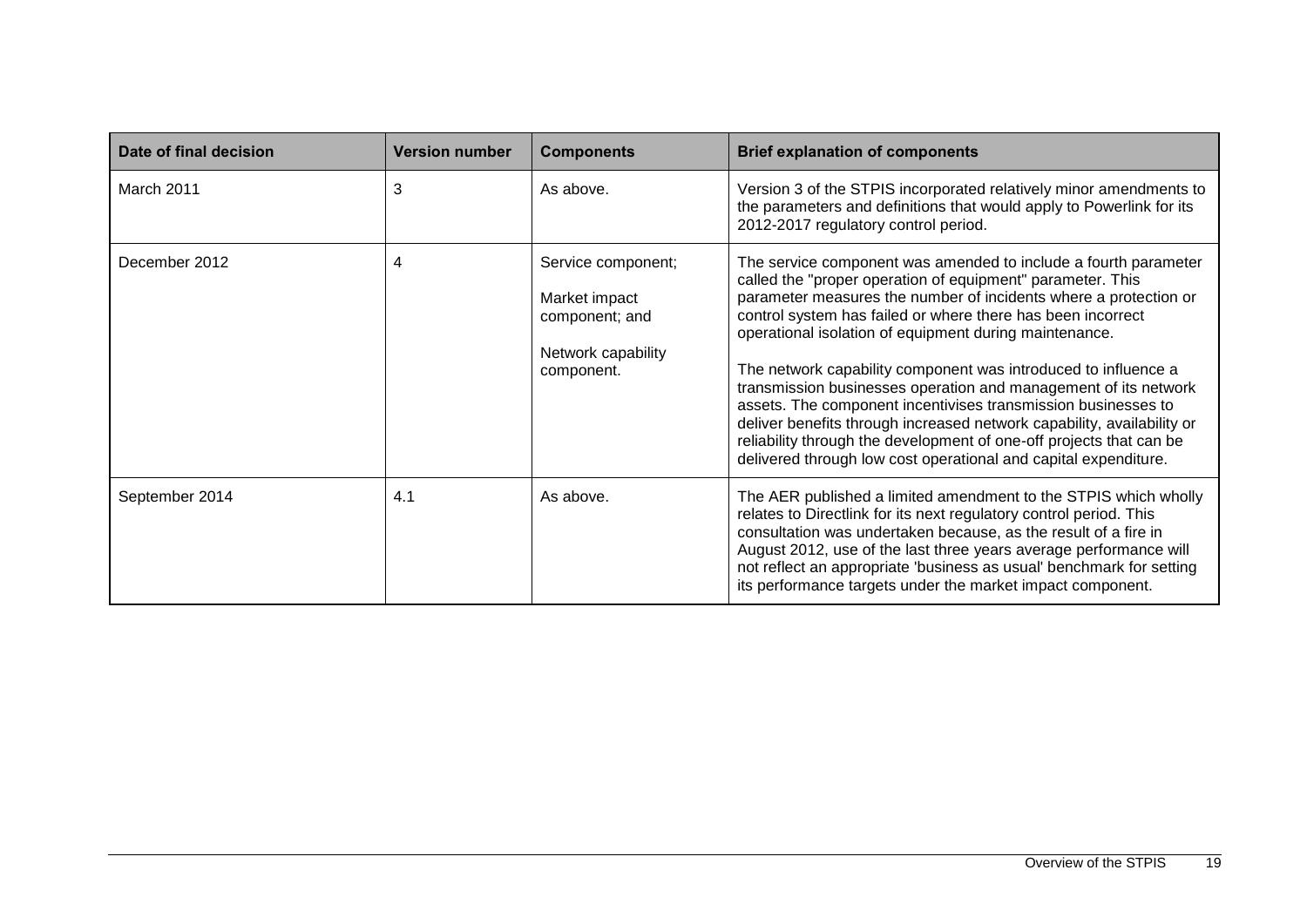| Date of final decision | Version number | Components | Brief explanation of components |
|---|---|---|---|
| March 2011 | 3 | As above. | Version 3 of the STPIS incorporated relatively minor amendments to the parameters and definitions that would apply to Powerlink for its 2012-2017 regulatory control period. |
| December 2012 | 4 | Service component;<br><br>Market impact component; and<br><br>Network capability component. | The service component was amended to include a fourth parameter called the "proper operation of equipment" parameter. This parameter measures the number of incidents where a protection or control system has failed or where there has been incorrect operational isolation of equipment during maintenance.<br><br>The network capability component was introduced to influence a transmission businesses operation and management of its network assets. The component incentivises transmission businesses to deliver benefits through increased network capability, availability or reliability through the development of one-off projects that can be delivered through low cost operational and capital expenditure. |
| September 2014 | 4.1 | As above. | The AER published a limited amendment to the STPIS which wholly relates to Directlink for its next regulatory control period. This consultation was undertaken because, as the result of a fire in August 2012, use of the last three years average performance will not reflect an appropriate 'business as usual' benchmark for setting its performance targets under the market impact component. |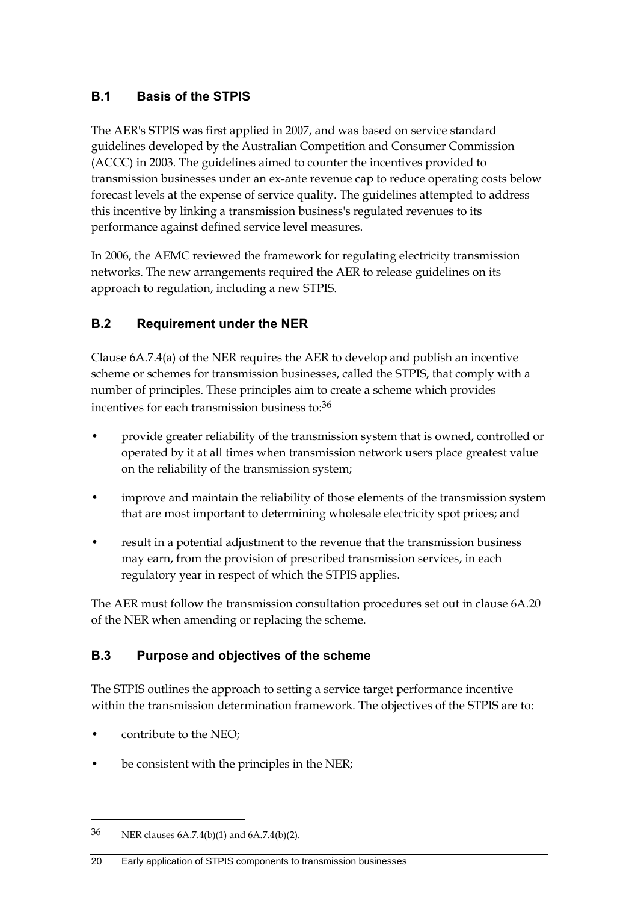## B.1 Basis of the STPIS

The AER's STPIS was first applied in 2007, and was based on service standard guidelines developed by the Australian Competition and Consumer Commission (ACCC) in 2003. The guidelines aimed to counter the incentives provided to transmission businesses under an ex-ante revenue cap to reduce operating costs below forecast levels at the expense of service quality. The guidelines attempted to address this incentive by linking a transmission business's regulated revenues to its performance against defined service level measures.

In 2006, the AEMC reviewed the framework for regulating electricity transmission networks. The new arrangements required the AER to release guidelines on its approach to regulation, including a new STPIS.

## B.2 Requirement under the NER

Clause 6A.7.4(a) of the NER requires the AER to develop and publish an incentive scheme or schemes for transmission businesses, called the STPIS, that comply with a number of principles. These principles aim to create a scheme which provides incentives for each transmission business to:[36]

- provide greater reliability of the transmission system that is owned, controlled or operated by it at all times when transmission network users place greatest value on the reliability of the transmission system;
- improve and maintain the reliability of those elements of the transmission system that are most important to determining wholesale electricity spot prices; and
- result in a potential adjustment to the revenue that the transmission business may earn, from the provision of prescribed transmission services, in each regulatory year in respect of which the STPIS applies.

The AER must follow the transmission consultation procedures set out in clause 6A.20 of the NER when amending or replacing the scheme.

## B.3 Purpose and objectives of the scheme

The STPIS outlines the approach to setting a service target performance incentive within the transmission determination framework. The objectives of the STPIS are to:

- contribute to the NEO;
- be consistent with the principles in the NER;

---

36 NER clauses 6A.7.4(b)(1) and 6A.7.4(b)(2).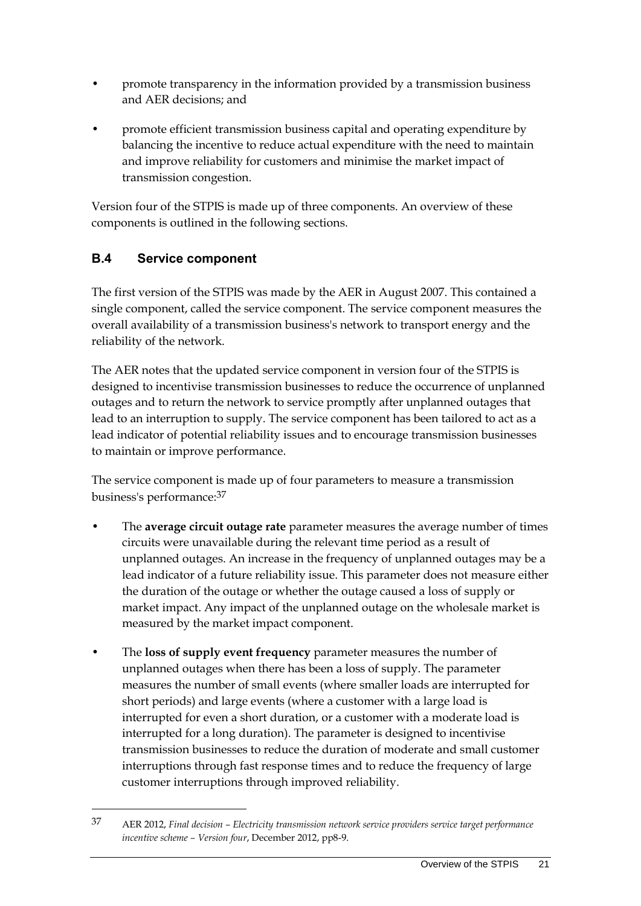- promote transparency in the information provided by a transmission business and AER decisions; and
- promote efficient transmission business capital and operating expenditure by balancing the incentive to reduce actual expenditure with the need to maintain and improve reliability for customers and minimise the market impact of transmission congestion.

Version four of the STPIS is made up of three components. An overview of these components is outlined in the following sections.

## B.4 Service component

The first version of the STPIS was made by the AER in August 2007. This contained a single component, called the service component. The service component measures the overall availability of a transmission business's network to transport energy and the reliability of the network.

The AER notes that the updated service component in version four of the STPIS is designed to incentivise transmission businesses to reduce the occurrence of unplanned outages and to return the network to service promptly after unplanned outages that lead to an interruption to supply. The service component has been tailored to act as a lead indicator of potential reliability issues and to encourage transmission businesses to maintain or improve performance.

The service component is made up of four parameters to measure a transmission business's performance:[37]

- The **average circuit outage rate** parameter measures the average number of times circuits were unavailable during the relevant time period as a result of unplanned outages. An increase in the frequency of unplanned outages may be a lead indicator of a future reliability issue. This parameter does not measure either the duration of the outage or whether the outage caused a loss of supply or market impact. Any impact of the unplanned outage on the wholesale market is measured by the market impact component.
- The **loss of supply event frequency** parameter measures the number of unplanned outages when there has been a loss of supply. The parameter measures the number of small events (where smaller loads are interrupted for short periods) and large events (where a customer with a large load is interrupted for even a short duration, or a customer with a moderate load is interrupted for a long duration). The parameter is designed to incentivise transmission businesses to reduce the duration of moderate and small customer interruptions through fast response times and to reduce the frequency of large customer interruptions through improved reliability.

---

37 AER 2012, *Final decision – Electricity transmission network service providers service target performance incentive scheme – Version four*, December 2012, pp8-9.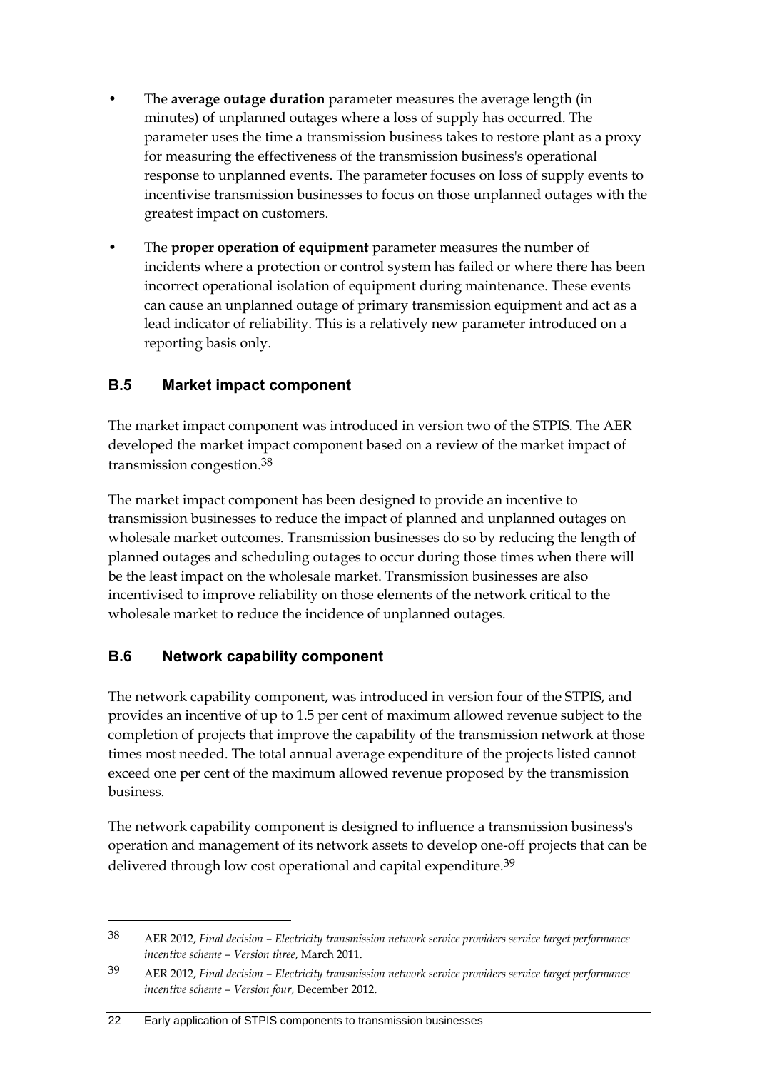- The **average outage duration** parameter measures the average length (in minutes) of unplanned outages where a loss of supply has occurred. The parameter uses the time a transmission business takes to restore plant as a proxy for measuring the effectiveness of the transmission business's operational response to unplanned events. The parameter focuses on loss of supply events to incentivise transmission businesses to focus on those unplanned outages with the greatest impact on customers.
- The **proper operation of equipment** parameter measures the number of incidents where a protection or control system has failed or where there has been incorrect operational isolation of equipment during maintenance. These events can cause an unplanned outage of primary transmission equipment and act as a lead indicator of reliability. This is a relatively new parameter introduced on a reporting basis only.

## B.5 Market impact component

The market impact component was introduced in version two of the STPIS. The AER developed the market impact component based on a review of the market impact of transmission congestion.[38]

The market impact component has been designed to provide an incentive to transmission businesses to reduce the impact of planned and unplanned outages on wholesale market outcomes. Transmission businesses do so by reducing the length of planned outages and scheduling outages to occur during those times when there will be the least impact on the wholesale market. Transmission businesses are also incentivised to improve reliability on those elements of the network critical to the wholesale market to reduce the incidence of unplanned outages.

## B.6 Network capability component

The network capability component, was introduced in version four of the STPIS, and provides an incentive of up to 1.5 per cent of maximum allowed revenue subject to the completion of projects that improve the capability of the transmission network at those times most needed. The total annual average expenditure of the projects listed cannot exceed one per cent of the maximum allowed revenue proposed by the transmission business.

The network capability component is designed to influence a transmission business's operation and management of its network assets to develop one-off projects that can be delivered through low cost operational and capital expenditure.[39]

---

[38] AER 2012, *Final decision – Electricity transmission network service providers service target performance incentive scheme – Version three*, March 2011.

[39] AER 2012, *Final decision – Electricity transmission network service providers service target performance incentive scheme – Version four*, December 2012.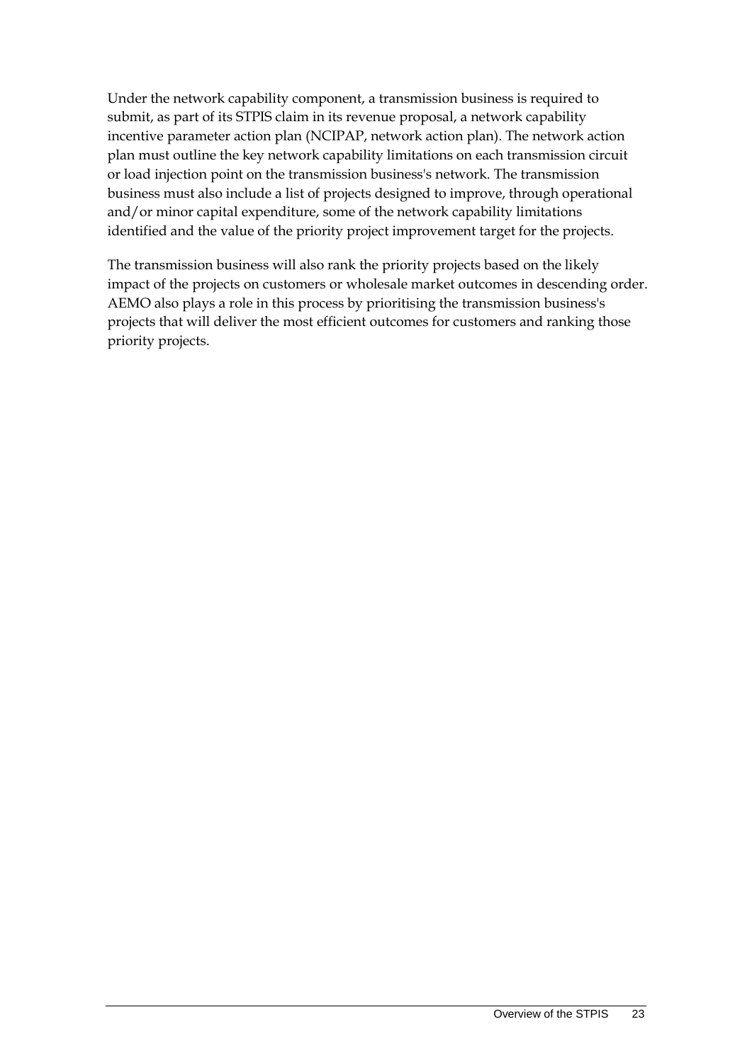Under the network capability component, a transmission business is required to submit, as part of its STPIS claim in its revenue proposal, a network capability incentive parameter action plan (NCIPAP, network action plan). The network action plan must outline the key network capability limitations on each transmission circuit or load injection point on the transmission business's network. The transmission business must also include a list of projects designed to improve, through operational and/or minor capital expenditure, some of the network capability limitations identified and the value of the priority project improvement target for the projects.

The transmission business will also rank the priority projects based on the likely impact of the projects on customers or wholesale market outcomes in descending order. AEMO also plays a role in this process by prioritising the transmission business's projects that will deliver the most efficient outcomes for customers and ranking those priority projects.